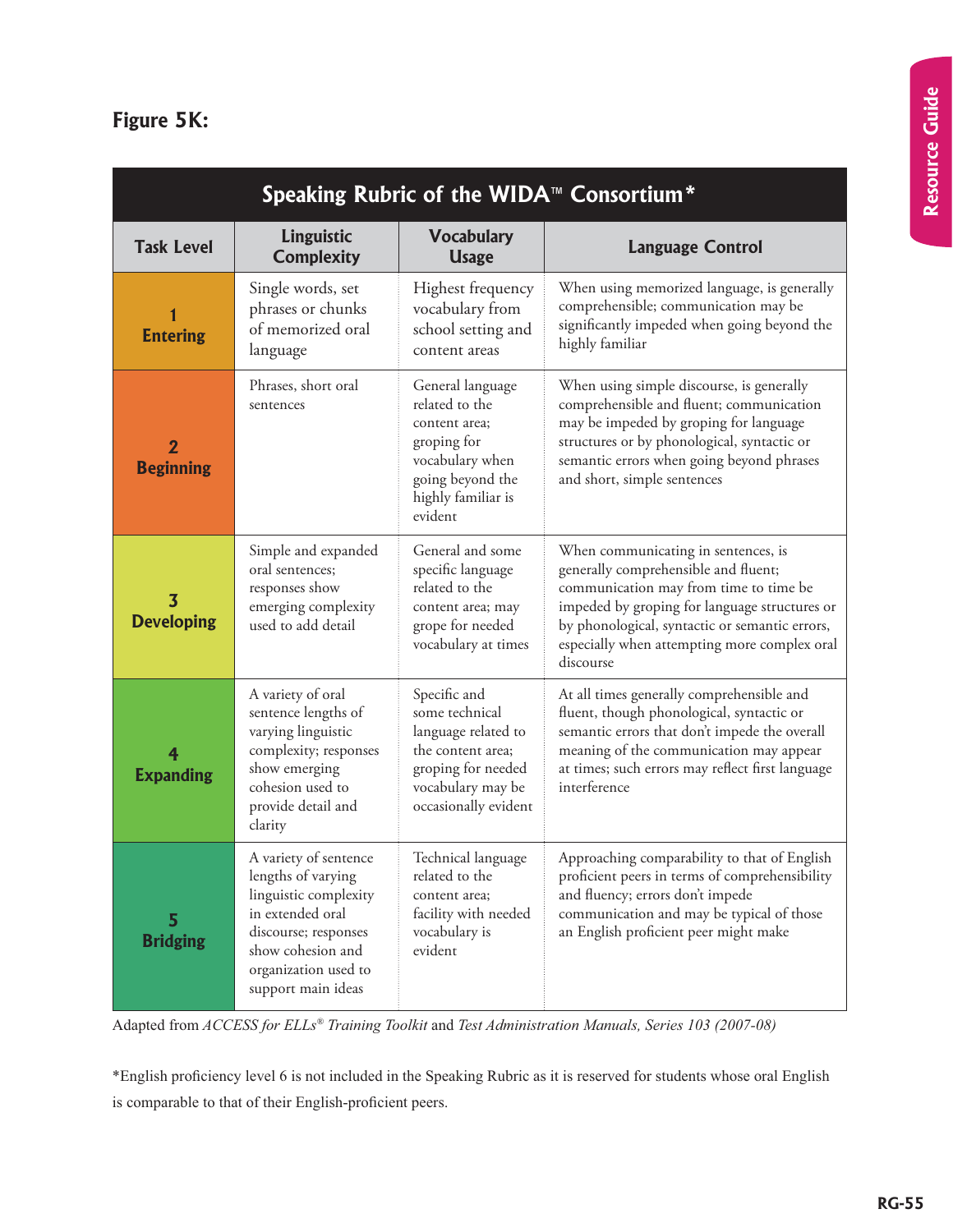**Figure 5K:**

| Speaking Rubric of the WIDA™ Consortium* | | | |
|---|---|---|---|
| **Task Level** | **Linguistic Complexity** | **Vocabulary Usage** | **Language Control** |
| **1 Entering** | Single words, set phrases or chunks of memorized oral language | Highest frequency vocabulary from school setting and content areas | When using memorized language, is generally comprehensible; communication may be significantly impeded when going beyond the highly familiar |
| **2 Beginning** | Phrases, short oral sentences | General language related to the content area; groping for vocabulary when going beyond the highly familiar is evident | When using simple discourse, is generally comprehensible and fluent; communication may be impeded by groping for language structures or by phonological, syntactic or semantic errors when going beyond phrases and short, simple sentences |
| **3 Developing** | Simple and expanded oral sentences; responses show emerging complexity used to add detail | General and some specific language related to the content area; may grope for needed vocabulary at times | When communicating in sentences, is generally comprehensible and fluent; communication may from time to time be impeded by groping for language structures or by phonological, syntactic or semantic errors, especially when attempting more complex oral discourse |
| **4 Expanding** | A variety of oral sentence lengths of varying linguistic complexity; responses show emerging cohesion used to provide detail and clarity | Specific and some technical language related to the content area; groping for needed vocabulary may be occasionally evident | At all times generally comprehensible and fluent, though phonological, syntactic or semantic errors that don't impede the overall meaning of the communication may appear at times; such errors may reflect first language interference |
| **5 Bridging** | A variety of sentence lengths of varying linguistic complexity in extended oral discourse; responses show cohesion and organization used to support main ideas | Technical language related to the content area; facility with needed vocabulary is evident | Approaching comparability to that of English proficient peers in terms of comprehensibility and fluency; errors don't impede communication and may be typical of those an English proficient peer might make |

Adapted from *ACCESS for ELLs® Training Toolkit* and *Test Administration Manuals, Series 103 (2007-08)*

*English proficiency level 6 is not included in the Speaking Rubric as it is reserved for students whose oral English is comparable to that of their English-proficient peers.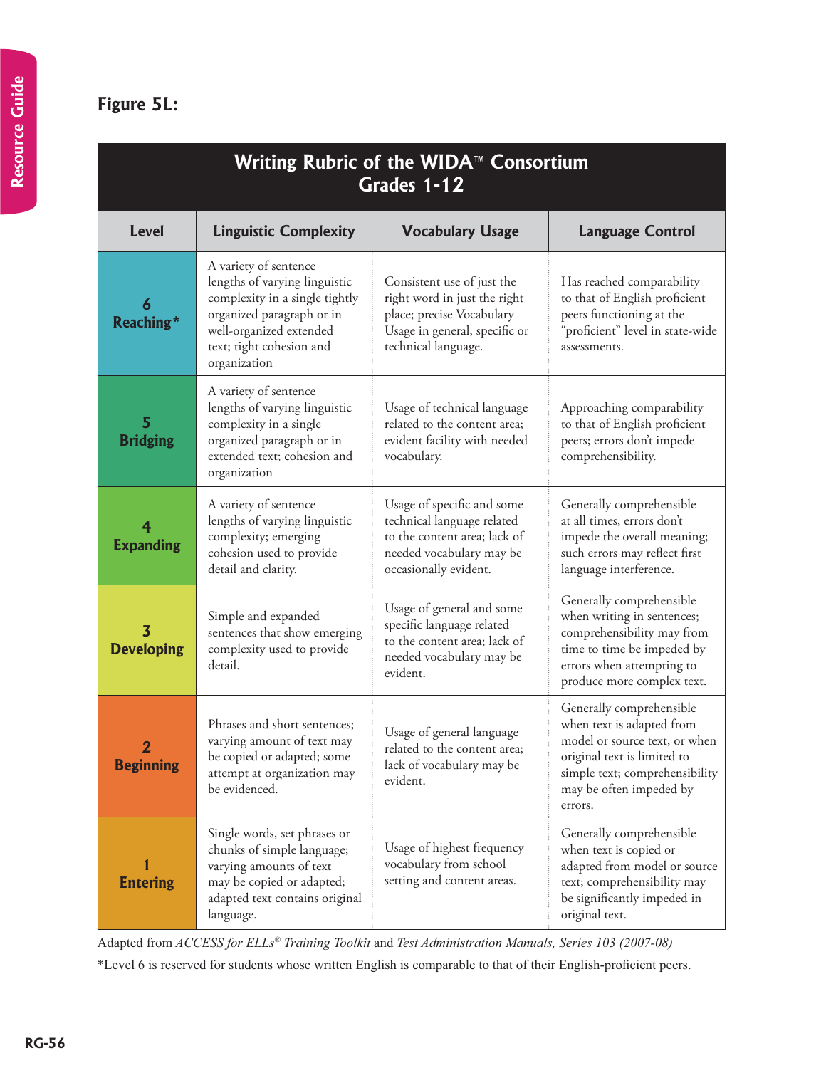## Figure 5L:

| Writing Rubric of the WIDA™ Consortium Grades 1-12 | | | |
|---|---|---|---|
| **Level** | **Linguistic Complexity** | **Vocabulary Usage** | **Language Control** |
| **6 Reaching*** | A variety of sentence lengths of varying linguistic complexity in a single tightly organized paragraph or in well-organized extended text; tight cohesion and organization | Consistent use of just the right word in just the right place; precise Vocabulary Usage in general, specific or technical language. | Has reached comparability to that of English proficient peers functioning at the "proficient" level in state-wide assessments. |
| **5 Bridging** | A variety of sentence lengths of varying linguistic complexity in a single organized paragraph or in extended text; cohesion and organization | Usage of technical language related to the content area; evident facility with needed vocabulary. | Approaching comparability to that of English proficient peers; errors don't impede comprehensibility. |
| **4 Expanding** | A variety of sentence lengths of varying linguistic complexity; emerging cohesion used to provide detail and clarity. | Usage of specific and some technical language related to the content area; lack of needed vocabulary may be occasionally evident. | Generally comprehensible at all times, errors don't impede the overall meaning; such errors may reflect first language interference. |
| **3 Developing** | Simple and expanded sentences that show emerging complexity used to provide detail. | Usage of general and some specific language related to the content area; lack of needed vocabulary may be evident. | Generally comprehensible when writing in sentences; comprehensibility may from time to time be impeded by errors when attempting to produce more complex text. |
| **2 Beginning** | Phrases and short sentences; varying amount of text may be copied or adapted; some attempt at organization may be evidenced. | Usage of general language related to the content area; lack of vocabulary may be evident. | Generally comprehensible when text is adapted from model or source text, or when original text is limited to simple text; comprehensibility may be often impeded by errors. |
| **1 Entering** | Single words, set phrases or chunks of simple language; varying amounts of text may be copied or adapted; adapted text contains original language. | Usage of highest frequency vocabulary from school setting and content areas. | Generally comprehensible when text is copied or adapted from model or source text; comprehensibility may be significantly impeded in original text. |

Adapted from *ACCESS for ELLs® Training Toolkit* and *Test Administration Manuals, Series 103 (2007-08)*

*Level 6 is reserved for students whose written English is comparable to that of their English-proficient peers.